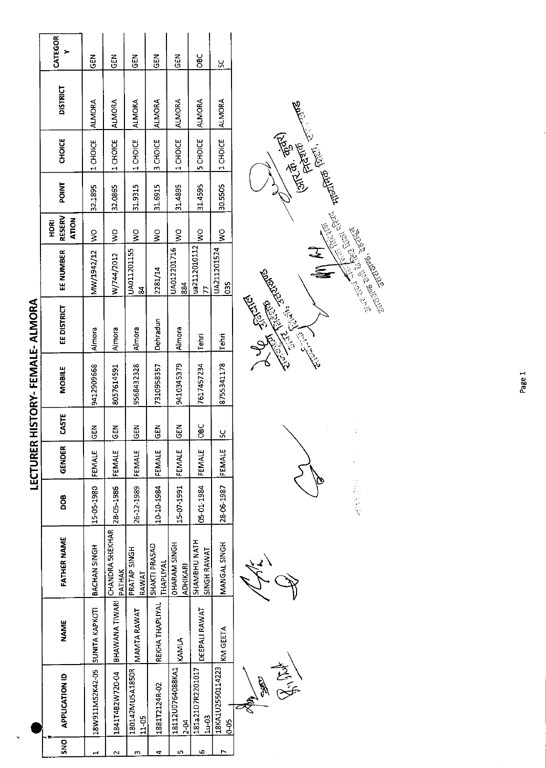# LECTURER HISTORY- FEMALE- ALMORA

| SNO | APPLICATION ID | NAME | FATHER NAME | DOB | GENDER | CASTE | MOBILE | EE DISTRICT | EE NUMBER | HORI RESERVATION | POINT | CHOICE | DISTRICT | CATEGORY |
|---|---|---|---|---|---|---|---|---|---|---|---|---|---|---|
| 1 | 18W911MS2K42-05 | SUNITA KAPKOTI | BACHAN SINGH | 15-05-1980 | FEMALE | GEN | 9412909668 | Almora | MW/1942/12 | WO | 32.1895 | 1 CHOICE | ALMORA | GEN |
| 2 | 1841T4B2W720-04 | BHAWANA TIWARI | CHANDRA SHEKHAR PATHAK | 28-05-1986 | FEMALE | GEN | 8057614591 | Almora | W/744/2012 | WO | 32.0865 | 1 CHOICE | ALMORA | GEN |
| 3 | 180142MU5A1850R 11-05 | MAMTA RAWAT | PRATAP SINGH RAWAT | 26-12-1989 | FEMALE | GEN | 9568432328 | Almora | UA011201155 84 | WO | 31.9315 | 1 CHOICE | ALMORA | GEN |
| 4 | 1881T2124R-02 | REKHA THAPLIYAL | SHAKTI PRASAD THAPLIYAL | 10-10-1984 | FEMALE | GEN | 7310958357 | Dehradun | 2281/14 | WO | 31.6915 | 3 CHOICE | ALMORA | GEN |
| 5 | 18112U0764088KA1 2-04 | KAMLA | DHARAM SINGH ADHIKARI | 15-07-1991 | FEMALE | GEN | 9410345379 | Almora | UA012201716 884 | WO | 31.4895 | 1 CHOICE | ALMORA | GEN |
| 6 | 181a21D7R2201017 1u-03 | DEEPALI RAWAT | SHAMBHU NATH SINGH RAWAT | 05-01-1984 | FEMALE | OBC | 7617457234 | Tehri | ua2112010112 77 | WO | 31.4595 | 5 CHOICE | ALMORA | OBC |
| 7 | 18KA1U2550114223 0-05 | KM GEETA | MANGAL SINGH | 28-06-1987 | FEMALE | SC | 8755341178 | Tehri | UA211201524 035 | WO | 30.5505 | 1 CHOICE | ALMORA | SC |

(आर. के. कुंवर)
निदेशक
माध्यमिक शिक्षा, उत्तराखण्ड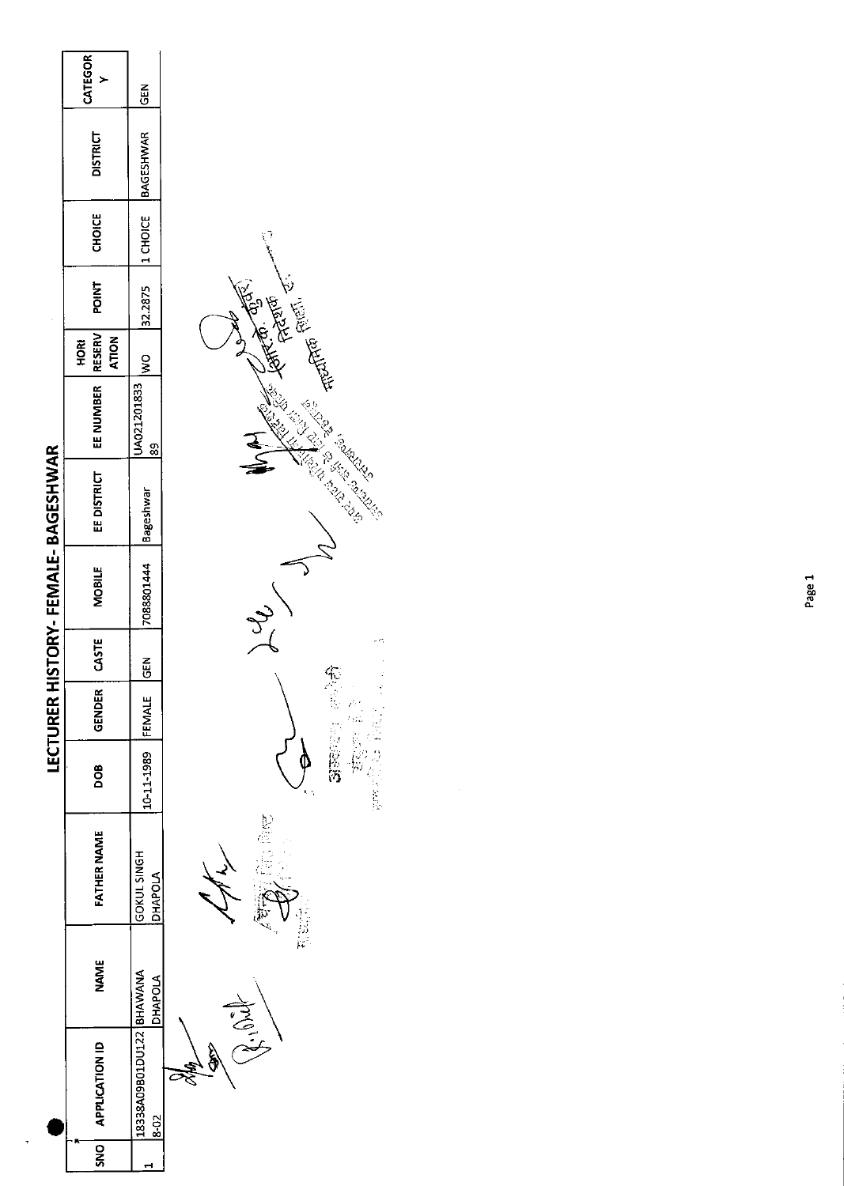# LECTURER HISTORY- FEMALE- BAGESHWAR

| SNO | APPLICATION ID | NAME | FATHER NAME | DOB | GENDER | CASTE | MOBILE | EE DISTRICT | EE NUMBER | HORI RESERV ATION | POINT | CHOICE | DISTRICT | CATEGOR Y |
|---|---|---|---|---|---|---|---|---|---|---|---|---|---|---|
| 1 | 18338A09B01DU1228-02 | BHAWANA DHAPOLA | GOKUL SINGH DHAPOLA | 10-11-1989 | FEMALE | GEN | 7088801444 | Bageshwar | UA02120183389 | WO | 32.2875 | 1 CHOICE | BAGESHWAR | GEN |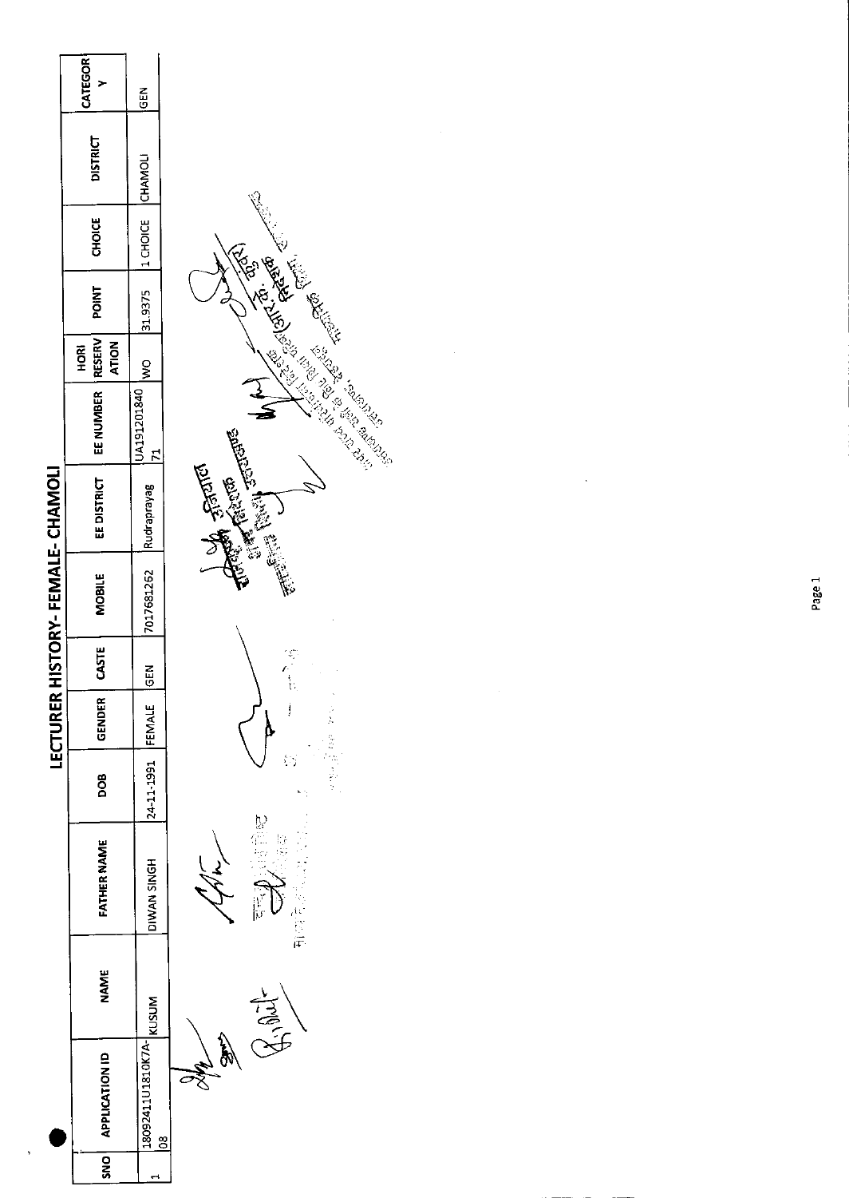# LECTURER HISTORY- FEMALE- CHAMOLI

| SNO | APPLICATION ID | NAME | FATHER NAME | DOB | GENDER | CASTE | MOBILE | EE DISTRICT | EE NUMBER | HORI RESERV ATION | POINT | CHOICE | DISTRICT | CATEGOR Y |
|---|---|---|---|---|---|---|---|---|---|---|---|---|---|---|
| 1 | 1809241 1U1810K7A-08 | KUSUM | DIWAN SINGH | 24-11-1991 | FEMALE | GEN | 7017681262 | Rudraprayag | UA19120184071 | WO | 31.9375 | 1 CHOICE | CHAMOLI | GEN |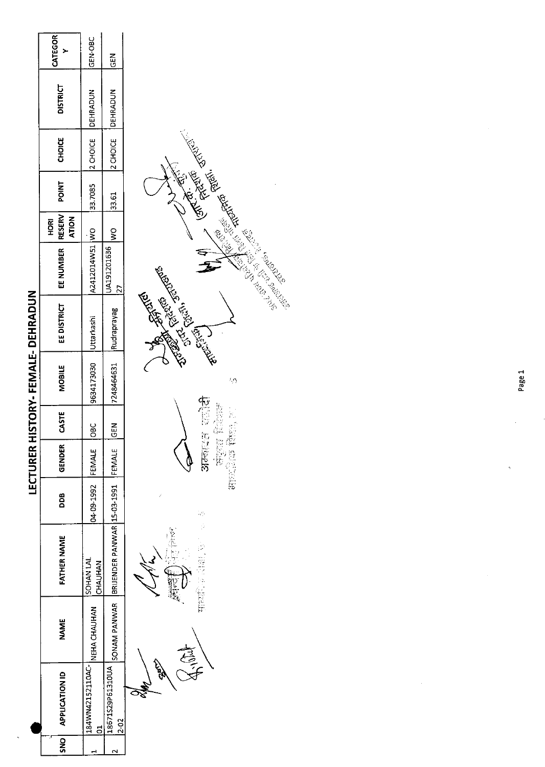# LECTURER HISTORY- FEMALE- DEHRADUN

| SNO | APPLICATION ID | NAME | FATHER NAME | DOB | GENDER | CASTE | MOBILE | EE DISTRICT | EE NUMBER | HORI RESERV ATION | POINT | CHOICE | DISTRICT | CATEGOR Y |
|---|---|---|---|---|---|---|---|---|---|---|---|---|---|---|
| 1 | 184WN42152110AC-01 | NEHA CHAUHAN | SOHAN LAL CHAUHAN | 04-09-1992 | FEMALE | OBC | 9634173030 | Uttarkashi | A2412014W51 | WO | 33.7085 | 2 CHOICE | DEHRADUN | GEN-OBC |
| 2 | 18671S29P61310UA 2-02 | SONAM PANWAR | BRIJENDER PANWAR | 15-03-1991 | FEMALE | GEN | 7248464631 | Rudraprayag | UA191201636 27 | WO | 33.61 | 2 CHOICE | DEHRADUN | GEN |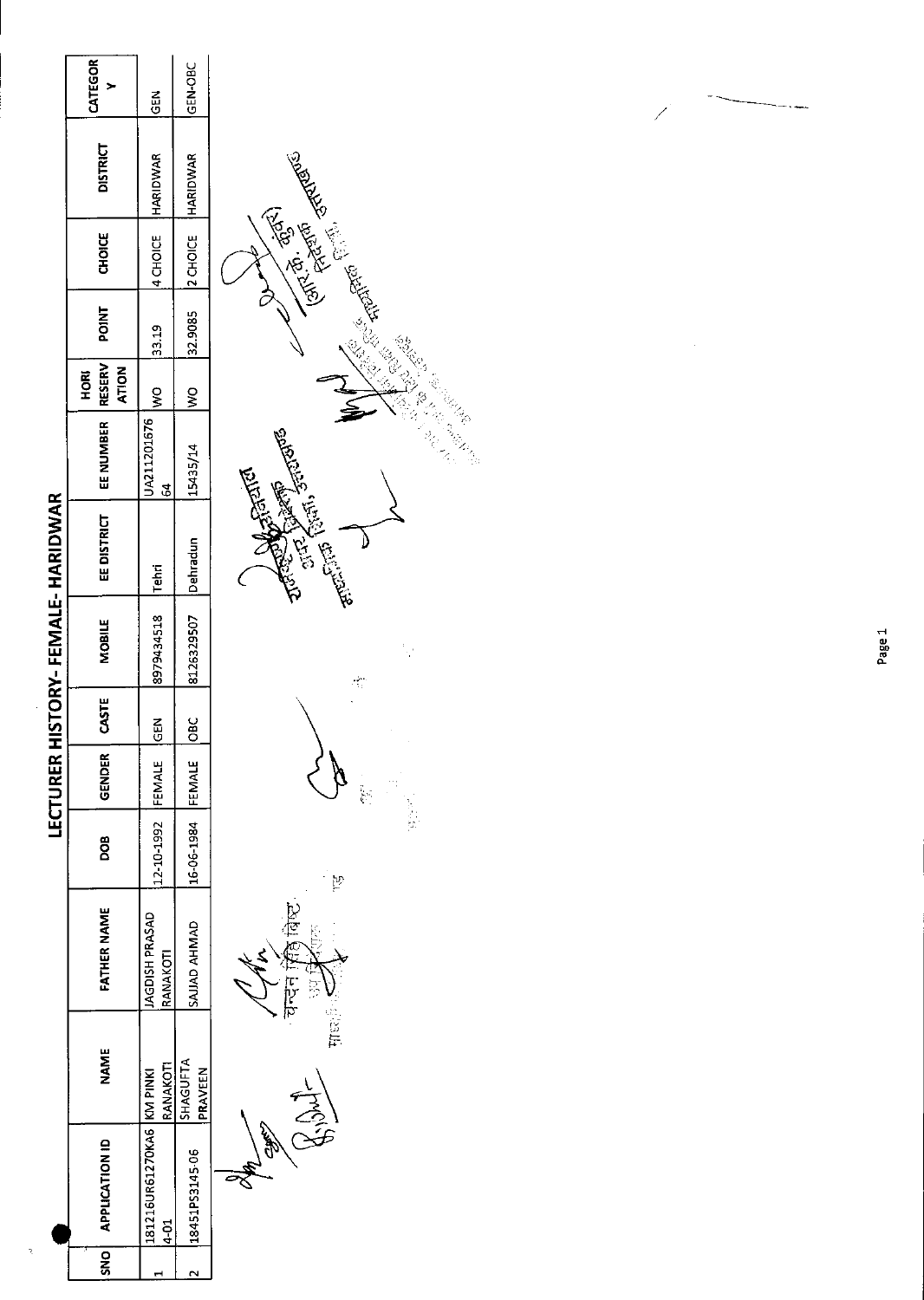# LECTURER HISTORY- FEMALE- HARIDWAR

| SNO | APPLICATION ID | NAME | FATHER NAME | DOB | GENDER | CASTE | MOBILE | EE DISTRICT | EE NUMBER | HORI RESERV ATION | POINT | CHOICE | DISTRICT | CATEGOR Y |
|---|---|---|---|---|---|---|---|---|---|---|---|---|---|---|
| 1 | 181216UR61270KA64-01 | KM PINKI RANAKOTI | JAGDISH PRASAD RANAKOTI | 12-10-1992 | FEMALE | GEN | 8979434518 | Tehri | UA21120167664 | WO | 33.19 | 4 CHOICE | HARIDWAR | GEN |
| 2 | 18451PS3145-06 | SHAGUFTA PRAVEEN | SAJJAD AHMAD | 16-06-1984 | FEMALE | OBC | 8126329507 | Dehradun | 15435/14 | WO | 32.9085 | 2 CHOICE | HARIDWAR | GEN-OBC |

चन्दन सिंह बिष्ट

(आर. के. कुंवर) निदेशक माध्यमिक शिक्षा उत्तराखण्ड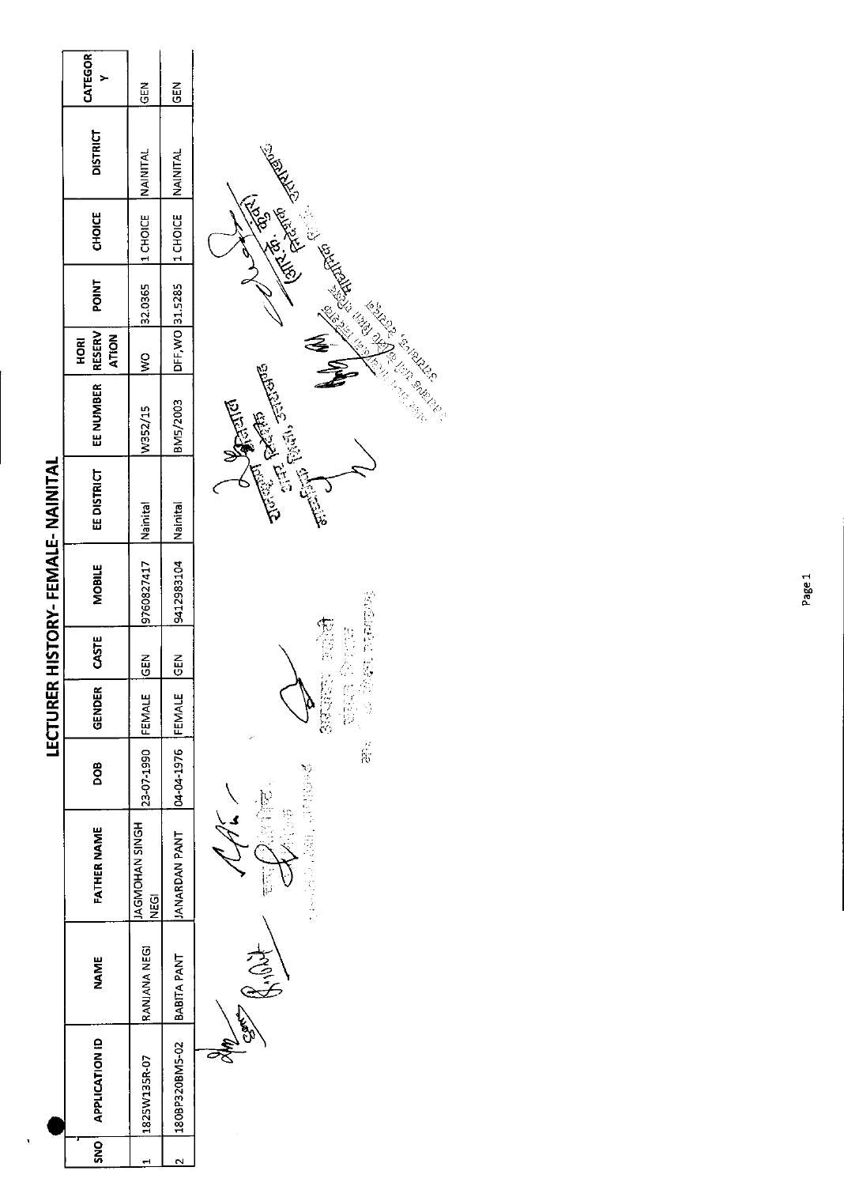# LECTURER HISTORY- FEMALE- NAINITAL

| SNO | APPLICATION ID | NAME | FATHER NAME | DOB | GENDER | CASTE | MOBILE | EE DISTRICT | EE NUMBER | HORI RESERV ATION | POINT | CHOICE | DISTRICT | CATEGOR Y |
|---|---|---|---|---|---|---|---|---|---|---|---|---|---|---|
| 1 | 1825W135R-07 | RANJANA NEGI | JAGMOHAN SINGH NEGI | 23-07-1990 | FEMALE | GEN | 9760827417 | Nainital | W352/15 | WO | 32.0365 | 1 CHOICE | NAINITAL | GEN |
| 2 | 1808P320BM5-02 | BABITA PANT | JANARDAN PANT | 04-04-1976 | FEMALE | GEN | 9412983104 | Nainital | BM5/2003 | DFF,WO | 31.5285 | 1 CHOICE | NAINITAL | GEN |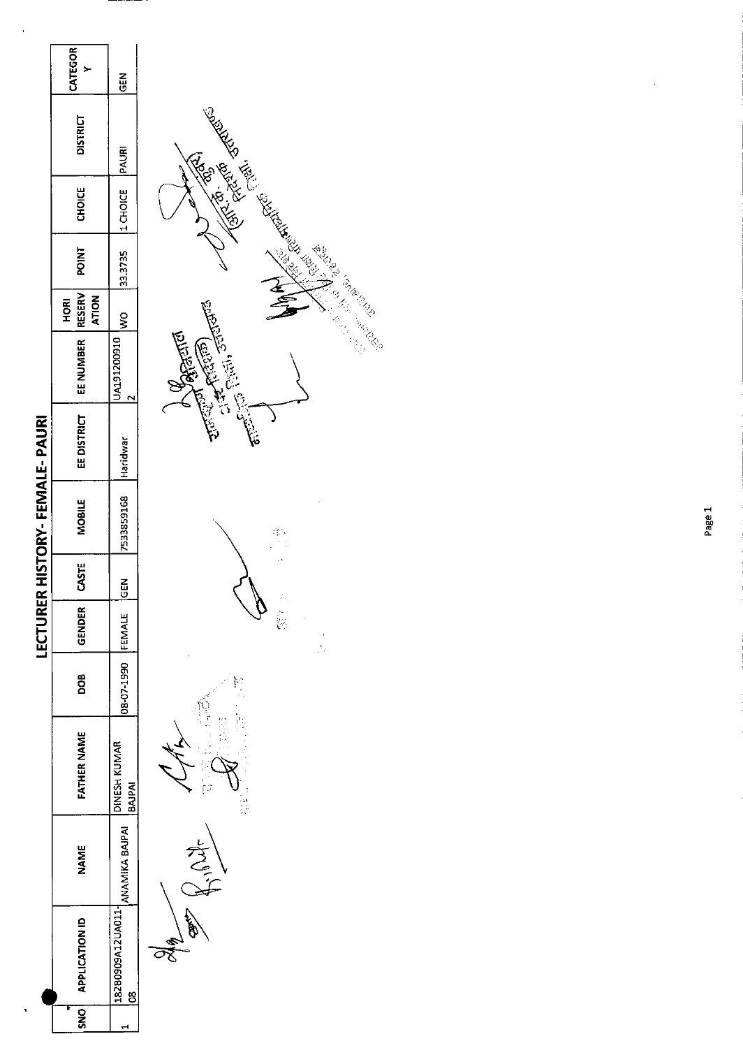# LECTURER HISTORY- FEMALE- PAURI

| SNO | APPLICATION ID | NAME | FATHER NAME | DOB | GENDER | CASTE | MOBILE | EE DISTRICT | EE NUMBER | HORI RESERVATION | POINT | CHOICE | DISTRICT | CATEGORY |
|---|---|---|---|---|---|---|---|---|---|---|---|---|---|---|
| 1 | 182B0909A12UA011-08 | ANAMIKA BAJPAI | DINESH KUMAR BAJPAI | 08-07-1990 | FEMALE | GEN | 7533859168 | Haridwar | UA1912009102 | WO | 33.3735 | 1 CHOICE | PAURI | GEN |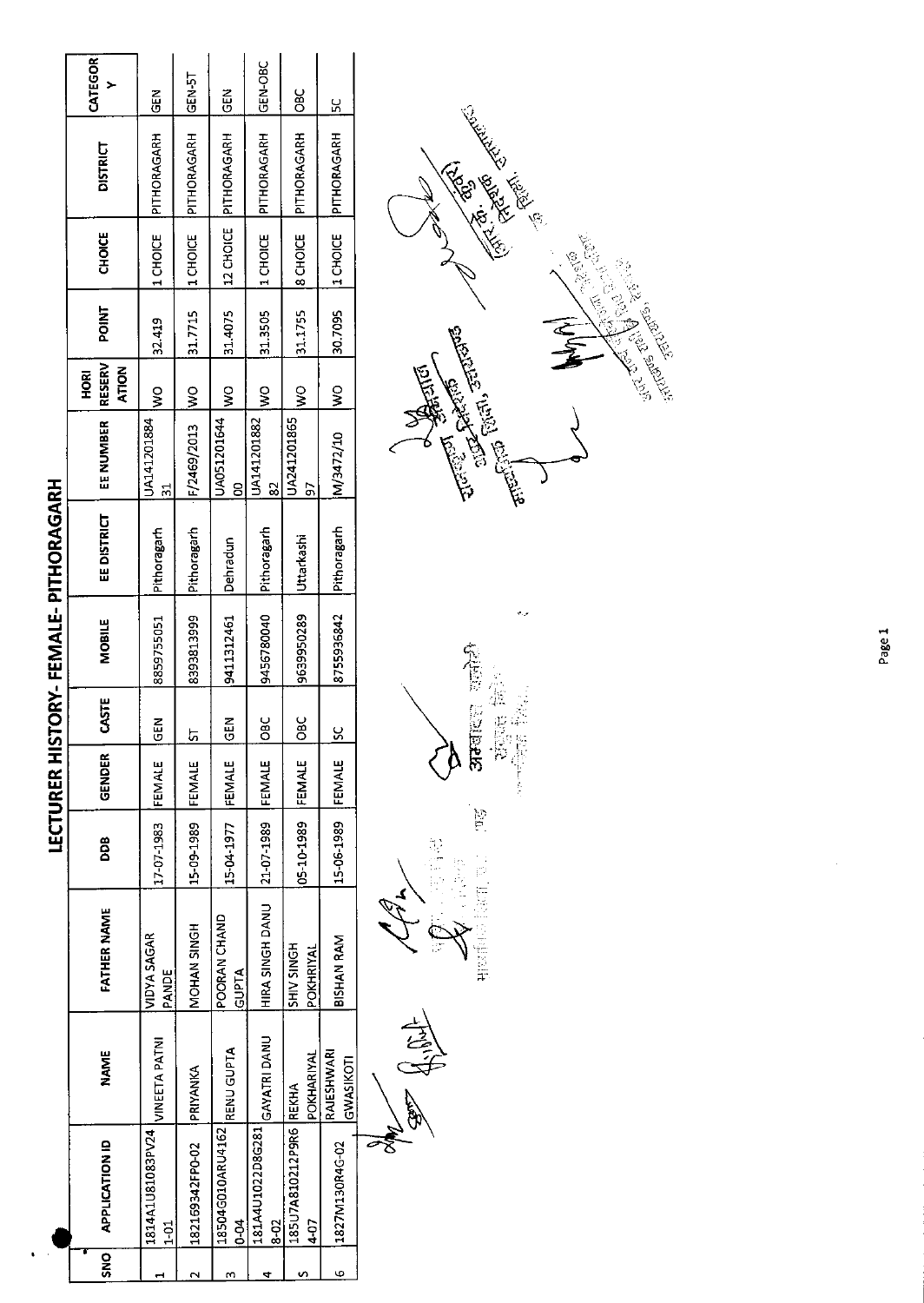# LECTURER HISTORY- FEMALE- PITHORAGARH

| SNO | APPLICATION ID | NAME | FATHER NAME | DOB | GENDER | CASTE | MOBILE | EE DISTRICT | EE NUMBER | HORI RESERV ATION | POINT | CHOICE | DISTRICT | CATEGOR Y |
|---|---|---|---|---|---|---|---|---|---|---|---|---|---|---|
| 1 | 1814A1U81083PV241-01 | VINEETA PATNI | VIDYA SAGAR PANDE | 17-07-1983 | FEMALE | GEN | 8859755051 | Pithoragarh | UA14120188431 | WO | 32.419 | 1 CHOICE | PITHORAGARH | GEN |
| 2 | 182169342FP0-02 | PRIYANKA | MOHAN SINGH | 15-09-1989 | FEMALE | ST | 8393813999 | Pithoragarh | F/2469/2013 | WO | 31.7715 | 1 CHOICE | PITHORAGARH | GEN-ST |
| 3 | 18504G010ARU41620-04 | RENU GUPTA | POORAN CHAND GUPTA | 15-04-1977 | FEMALE | GEN | 9411312461 | Dehradun | UA05120164400 | WO | 31.4075 | 12 CHOICE | PITHORAGARH | GEN |
| 4 | 181A4U1022D8G2818-02 | GAYATRI DANU | HIRA SINGH DANU | 21-07-1989 | FEMALE | OBC | 9456780040 | Pithoragarh | UA14120188282 | WO | 31.3505 | 1 CHOICE | PITHORAGARH | GEN-OBC |
| 5 | 185U7A810212P9R64-07 | REKHA POKHARIYAL | SHIV SINGH POKHRIYAL | 05-10-1989 | FEMALE | OBC | 9639950289 | Uttarkashi | UA24120186597 | WO | 31.1755 | 8 CHOICE | PITHORAGARH | OBC |
| 6 | 1827M130R4G-02 | RAJESHWARI GWASIKOTI | BISHAN RAM | 15-06-1989 | FEMALE | SC | 8755936842 | Pithoragarh | M/3472/10 | WO | 30.7095 | 1 CHOICE | PITHORAGARH | SC |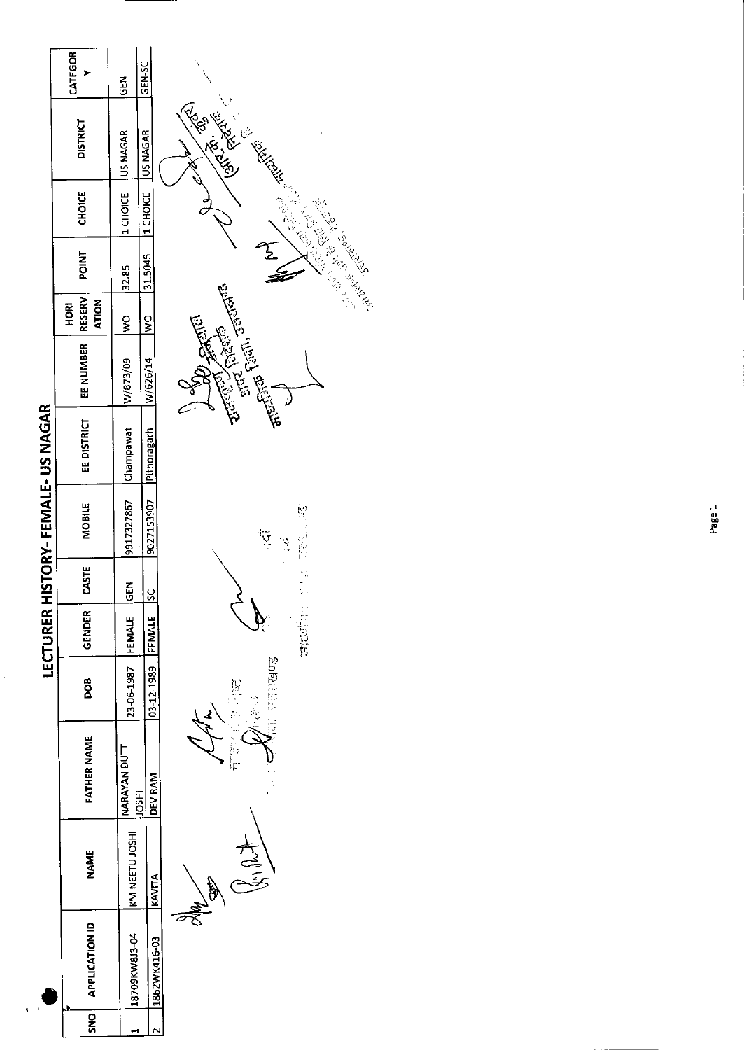# LECTURER HISTORY- FEMALE- US NAGAR

| SNO | APPLICATION ID | NAME | FATHER NAME | DOB | GENDER | CASTE | MOBILE | EE DISTRICT | EE NUMBER | HORI RESERVATION | POINT | CHOICE | DISTRICT | CATEGORY |
|---|---|---|---|---|---|---|---|---|---|---|---|---|---|---|
| 1 | 18709KW813-04 | KM NEETU JOSHI | NARAYAN DUTT JOSHI | 23-06-1987 | FEMALE | GEN | 9917327867 | Champawat | W/873/09 | WO | 32.85 | 1 CHOICE | US NAGAR | GEN |
| 2 | 1862WK416-03 | KAVITA | DEV RAM | 03-12-1989 | FEMALE | SC | 9027153907 | Pithoragarh | W/626/14 | WO | 31.5045 | 1 CHOICE | US NAGAR | GEN-SC |